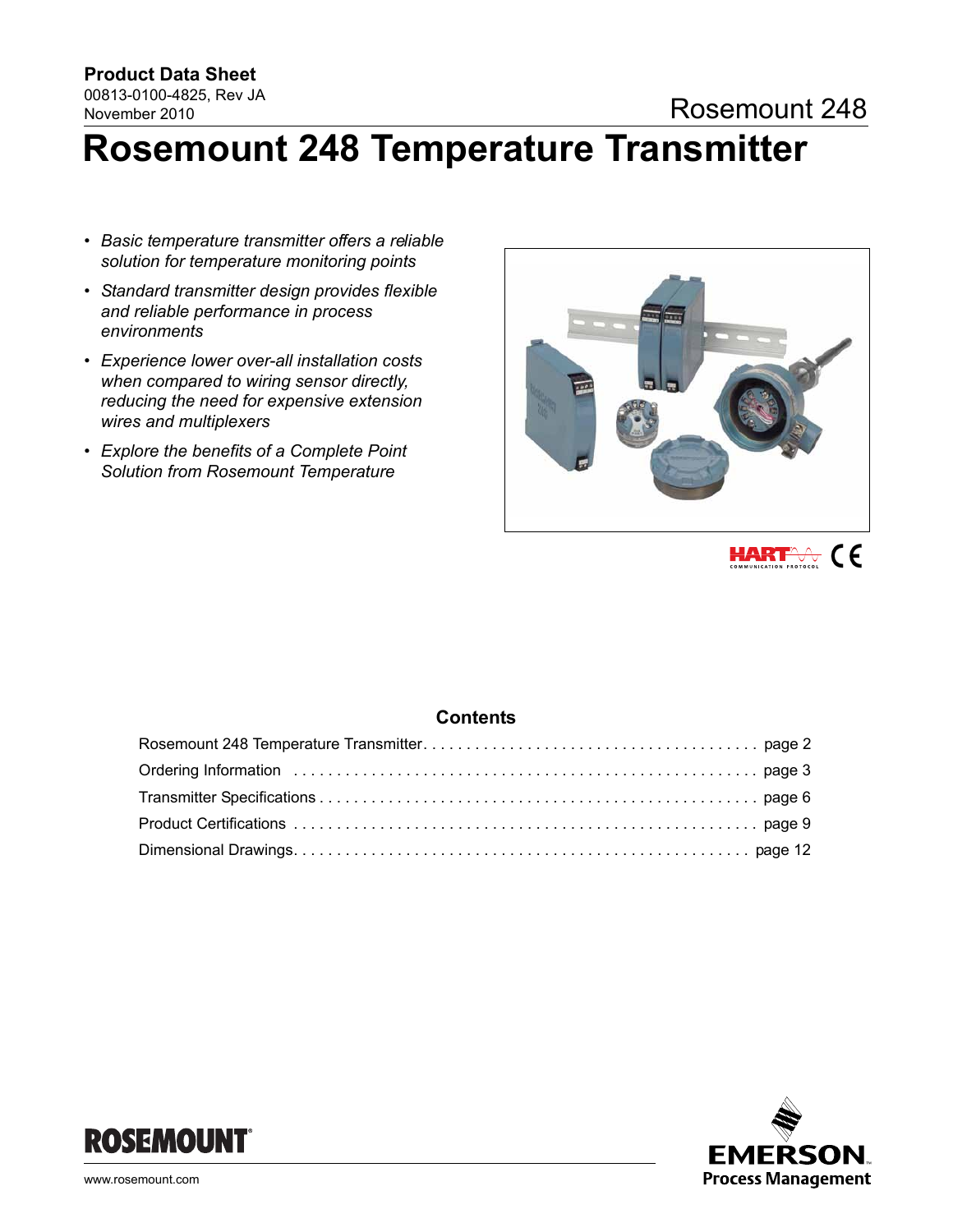**Product Data Sheet**
00813-0100-4825, Rev JA
November 2010

Rosemount 248

# Rosemount 248 Temperature Transmitter

- *Basic temperature transmitter offers a reliable solution for temperature monitoring points*
- *Standard transmitter design provides flexible and reliable performance in process environments*
- *Experience lower over-all installation costs when compared to wiring sensor directly, reducing the need for expensive extension wires and multiplexers*
- *Explore the benefits of a Complete Point Solution from Rosemount Temperature*

## Contents

| | |
|---|---|
| Rosemount 248 Temperature Transmitter | page 2 |
| Ordering Information | page 3 |
| Transmitter Specifications | page 6 |
| Product Certifications | page 9 |
| Dimensional Drawings | page 12 |

ROSEMOUNT®

www.rosemount.com

EMERSON. Process Management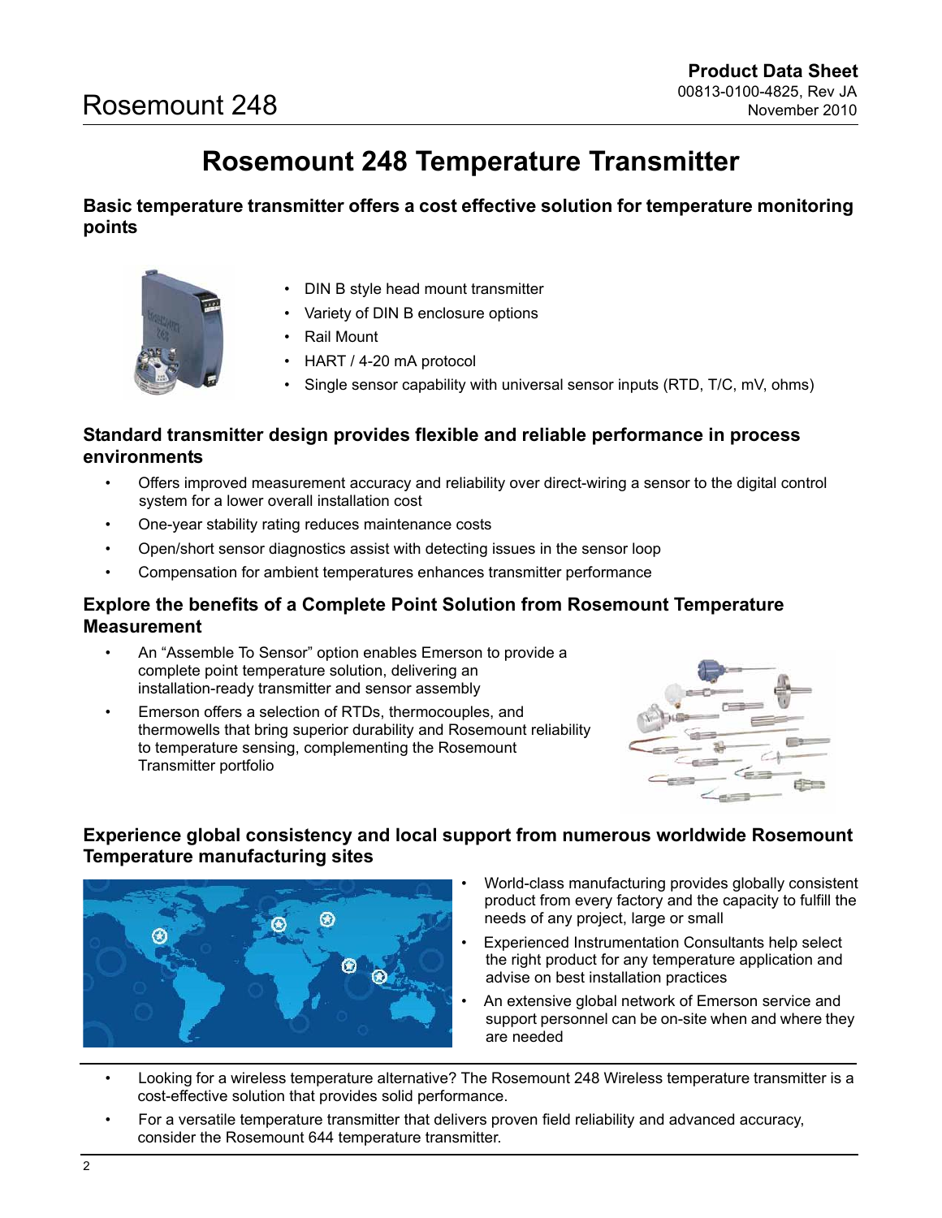# Rosemount 248 Temperature Transmitter

## Basic temperature transmitter offers a cost effective solution for temperature monitoring points

- DIN B style head mount transmitter
- Variety of DIN B enclosure options
- Rail Mount
- HART / 4-20 mA protocol
- Single sensor capability with universal sensor inputs (RTD, T/C, mV, ohms)

## Standard transmitter design provides flexible and reliable performance in process environments

- Offers improved measurement accuracy and reliability over direct-wiring a sensor to the digital control system for a lower overall installation cost
- One-year stability rating reduces maintenance costs
- Open/short sensor diagnostics assist with detecting issues in the sensor loop
- Compensation for ambient temperatures enhances transmitter performance

## Explore the benefits of a Complete Point Solution from Rosemount Temperature Measurement

- An "Assemble To Sensor" option enables Emerson to provide a complete point temperature solution, delivering an installation-ready transmitter and sensor assembly
- Emerson offers a selection of RTDs, thermocouples, and thermowells that bring superior durability and Rosemount reliability to temperature sensing, complementing the Rosemount Transmitter portfolio

## Experience global consistency and local support from numerous worldwide Rosemount Temperature manufacturing sites

- World-class manufacturing provides globally consistent product from every factory and the capacity to fulfill the needs of any project, large or small
- Experienced Instrumentation Consultants help select the right product for any temperature application and advise on best installation practices
- An extensive global network of Emerson service and support personnel can be on-site when and where they are needed

---

- Looking for a wireless temperature alternative? The Rosemount 248 Wireless temperature transmitter is a cost-effective solution that provides solid performance.
- For a versatile temperature transmitter that delivers proven field reliability and advanced accuracy, consider the Rosemount 644 temperature transmitter.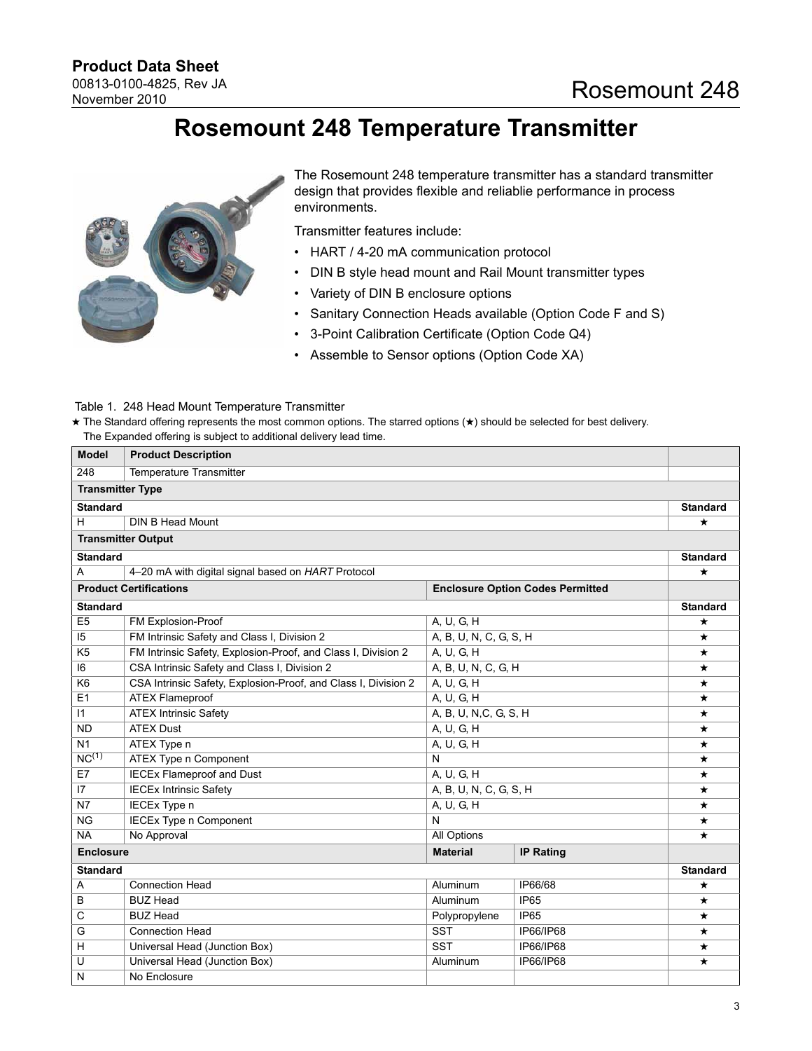# Rosemount 248 Temperature Transmitter

The Rosemount 248 temperature transmitter has a standard transmitter design that provides flexible and reliablie performance in process environments.

Transmitter features include:

- HART / 4-20 mA communication protocol
- DIN B style head mount and Rail Mount transmitter types
- Variety of DIN B enclosure options
- Sanitary Connection Heads available (Option Code F and S)
- 3-Point Calibration Certificate (Option Code Q4)
- Assemble to Sensor options (Option Code XA)

Table 1. 248 Head Mount Temperature Transmitter

★ The Standard offering represents the most common options. The starred options (★) should be selected for best delivery. The Expanded offering is subject to additional delivery lead time.

| Model | Product Description | | | |
|---|---|---|---|---|
| 248 | Temperature Transmitter | | | |
| **Transmitter Type** | | | | |
| **Standard** | | | | **Standard** |
| H | DIN B Head Mount | | | ★ |
| **Transmitter Output** | | | | |
| **Standard** | | | | **Standard** |
| A | 4–20 mA with digital signal based on *HART* Protocol | | | ★ |
| **Product Certifications** | | **Enclosure Option Codes Permitted** | | |
| **Standard** | | | | **Standard** |
| E5 | FM Explosion-Proof | A, U, G, H | | ★ |
| I5 | FM Intrinsic Safety and Class I, Division 2 | A, B, U, N, C, G, S, H | | ★ |
| K5 | FM Intrinsic Safety, Explosion-Proof, and Class I, Division 2 | A, U, G, H | | ★ |
| I6 | CSA Intrinsic Safety and Class I, Division 2 | A, B, U, N, C, G, H | | ★ |
| K6 | CSA Intrinsic Safety, Explosion-Proof, and Class I, Division 2 | A, U, G, H | | ★ |
| E1 | ATEX Flameproof | A, U, G, H | | ★ |
| I1 | ATEX Intrinsic Safety | A, B, U, N,C, G, S, H | | ★ |
| ND | ATEX Dust | A, U, G, H | | ★ |
| N1 | ATEX Type n | A, U, G, H | | ★ |
| NC[1] | ATEX Type n Component | N | | ★ |
| E7 | IECEx Flameproof and Dust | A, U, G, H | | ★ |
| I7 | IECEx Intrinsic Safety | A, B, U, N, C, G, S, H | | ★ |
| N7 | IECEx Type n | A, U, G, H | | ★ |
| NG | IECEx Type n Component | N | | ★ |
| NA | No Approval | All Options | | ★ |
| **Enclosure** | | **Material** | **IP Rating** | |
| **Standard** | | | | **Standard** |
| A | Connection Head | Aluminum | IP66/68 | ★ |
| B | BUZ Head | Aluminum | IP65 | ★ |
| C | BUZ Head | Polypropylene | IP65 | ★ |
| G | Connection Head | SST | IP66/IP68 | ★ |
| H | Universal Head (Junction Box) | SST | IP66/IP68 | ★ |
| U | Universal Head (Junction Box) | Aluminum | IP66/IP68 | ★ |
| N | No Enclosure | | | |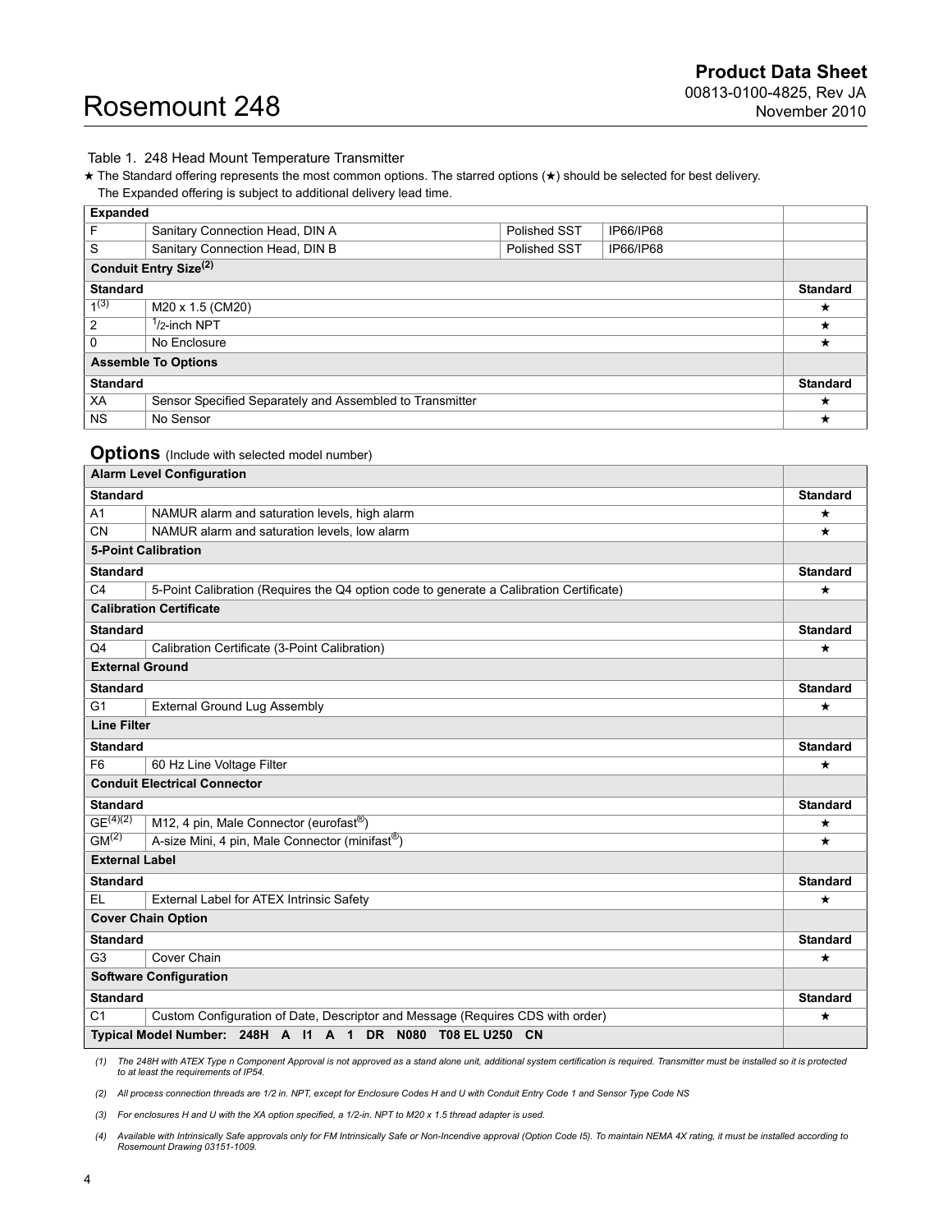Table 1. 248 Head Mount Temperature Transmitter

★ The Standard offering represents the most common options. The starred options (★) should be selected for best delivery.
The Expanded offering is subject to additional delivery lead time.

| **Expanded** | | | | |
|---|---|---|---|---|
| F | Sanitary Connection Head, DIN A | Polished SST | IP66/IP68 | |
| S | Sanitary Connection Head, DIN B | Polished SST | IP66/IP68 | |
| **Conduit Entry Size(2)** | | | | |
| **Standard** | | | | **Standard** |
| 1(3) | M20 x 1.5 (CM20) | | | ★ |
| 2 | 1/2-inch NPT | | | ★ |
| 0 | No Enclosure | | | ★ |
| **Assemble To Options** | | | | |
| **Standard** | | | | **Standard** |
| XA | Sensor Specified Separately and Assembled to Transmitter | | | ★ |
| NS | No Sensor | | | ★ |

## Options (Include with selected model number)

| **Alarm Level Configuration** | | |
|---|---|---|
| **Standard** | | **Standard** |
| A1 | NAMUR alarm and saturation levels, high alarm | ★ |
| CN | NAMUR alarm and saturation levels, low alarm | ★ |
| **5-Point Calibration** | | |
| **Standard** | | **Standard** |
| C4 | 5-Point Calibration (Requires the Q4 option code to generate a Calibration Certificate) | ★ |
| **Calibration Certificate** | | |
| **Standard** | | **Standard** |
| Q4 | Calibration Certificate (3-Point Calibration) | ★ |
| **External Ground** | | |
| **Standard** | | **Standard** |
| G1 | External Ground Lug Assembly | ★ |
| **Line Filter** | | |
| **Standard** | | **Standard** |
| F6 | 60 Hz Line Voltage Filter | ★ |
| **Conduit Electrical Connector** | | |
| **Standard** | | **Standard** |
| GE(4)(2) | M12, 4 pin, Male Connector (eurofast®) | ★ |
| GM(2) | A-size Mini, 4 pin, Male Connector (minifast®) | ★ |
| **External Label** | | |
| **Standard** | | **Standard** |
| EL | External Label for ATEX Intrinsic Safety | ★ |
| **Cover Chain Option** | | |
| **Standard** | | **Standard** |
| G3 | Cover Chain | ★ |
| **Software Configuration** | | |
| **Standard** | | **Standard** |
| C1 | Custom Configuration of Date, Descriptor and Message (Requires CDS with order) | ★ |
| **Typical Model Number: 248H A I1 A 1 DR N080 T08 EL U250 CN** | | |

*(1) The 248H with ATEX Type n Component Approval is not approved as a stand alone unit, additional system certification is required. Transmitter must be installed so it is protected to at least the requirements of IP54.*

*(2) All process connection threads are 1/2 in. NPT, except for Enclosure Codes H and U with Conduit Entry Code 1 and Sensor Type Code NS*

*(3) For enclosures H and U with the XA option specified, a 1/2-in. NPT to M20 x 1.5 thread adapter is used.*

*(4) Available with Intrinsically Safe approvals only for FM Intrinsically Safe or Non-Incendive approval (Option Code I5). To maintain NEMA 4X rating, it must be installed according to Rosemount Drawing 03151-1009.*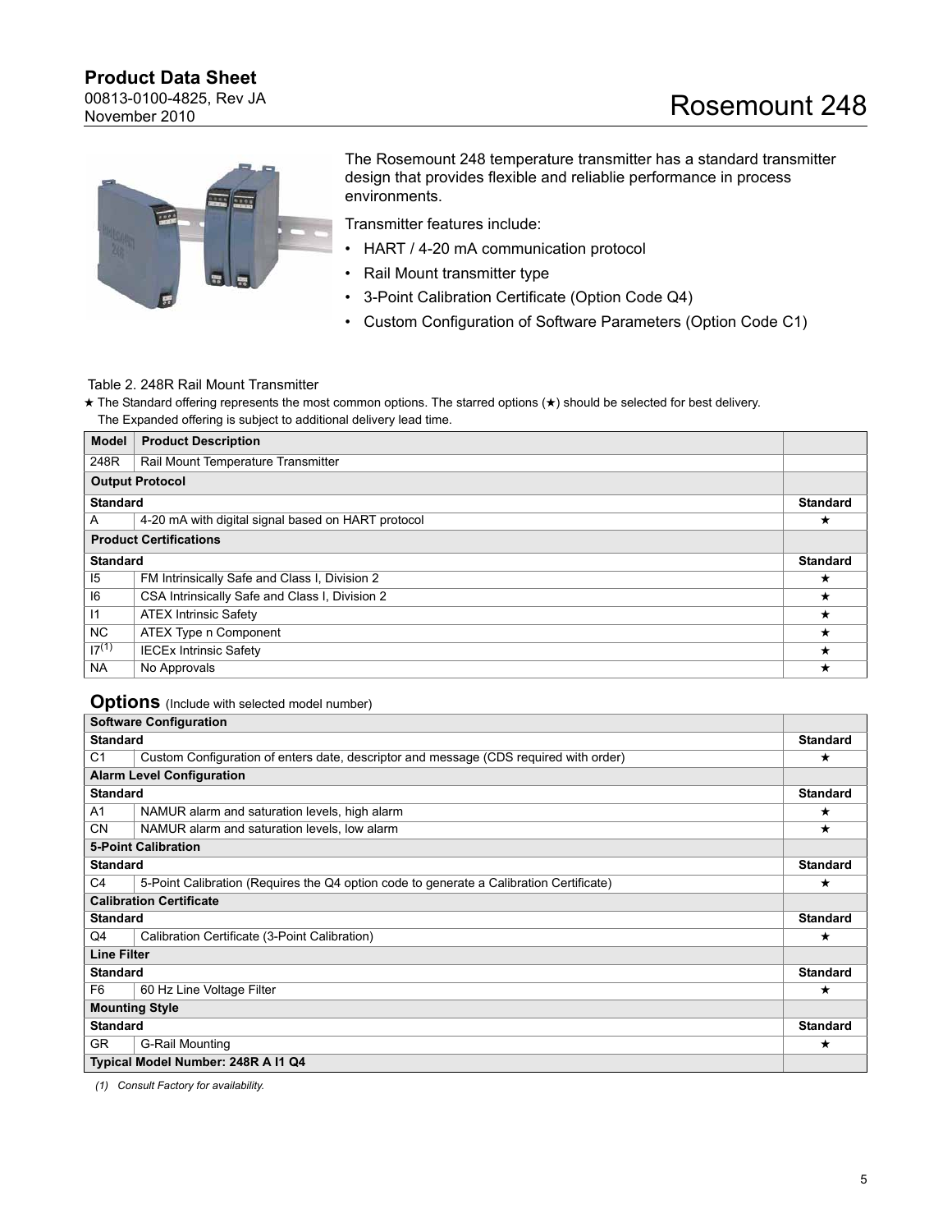The Rosemount 248 temperature transmitter has a standard transmitter design that provides flexible and reliablie performance in process environments.

Transmitter features include:

- HART / 4-20 mA communication protocol
- Rail Mount transmitter type
- 3-Point Calibration Certificate (Option Code Q4)
- Custom Configuration of Software Parameters (Option Code C1)

Table 2. 248R Rail Mount Transmitter

★ The Standard offering represents the most common options. The starred options (★) should be selected for best delivery.
The Expanded offering is subject to additional delivery lead time.

| Model | Product Description | |
|---|---|---|
| 248R | Rail Mount Temperature Transmitter | |
| **Output Protocol** | | |
| **Standard** | | **Standard** |
| A | 4-20 mA with digital signal based on HART protocol | ★ |
| **Product Certifications** | | |
| **Standard** | | **Standard** |
| I5 | FM Intrinsically Safe and Class I, Division 2 | ★ |
| I6 | CSA Intrinsically Safe and Class I, Division 2 | ★ |
| I1 | ATEX Intrinsic Safety | ★ |
| NC | ATEX Type n Component | ★ |
| I7(1) | IECEx Intrinsic Safety | ★ |
| NA | No Approvals | ★ |

## Options (Include with selected model number)

| Software Configuration | | |
|---|---|---|
| **Standard** | | **Standard** |
| C1 | Custom Configuration of enters date, descriptor and message (CDS required with order) | ★ |
| **Alarm Level Configuration** | | |
| **Standard** | | **Standard** |
| A1 | NAMUR alarm and saturation levels, high alarm | ★ |
| CN | NAMUR alarm and saturation levels, low alarm | ★ |
| **5-Point Calibration** | | |
| **Standard** | | **Standard** |
| C4 | 5-Point Calibration (Requires the Q4 option code to generate a Calibration Certificate) | ★ |
| **Calibration Certificate** | | |
| **Standard** | | **Standard** |
| Q4 | Calibration Certificate (3-Point Calibration) | ★ |
| **Line Filter** | | |
| **Standard** | | **Standard** |
| F6 | 60 Hz Line Voltage Filter | ★ |
| **Mounting Style** | | |
| **Standard** | | **Standard** |
| GR | G-Rail Mounting | ★ |
| **Typical Model Number: 248R A I1 Q4** | | |

*(1) Consult Factory for availability.*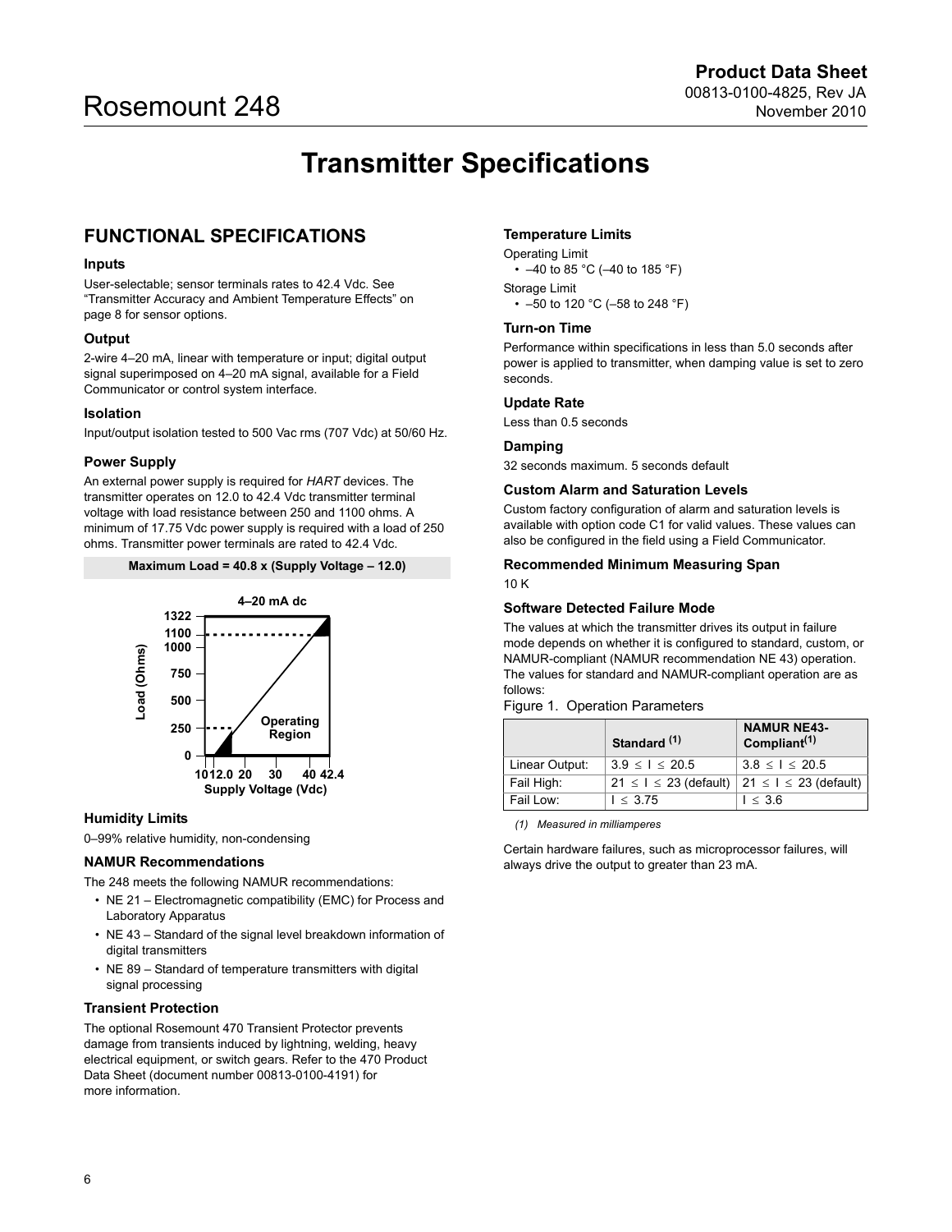# Transmitter Specifications

## FUNCTIONAL SPECIFICATIONS

### Inputs

User-selectable; sensor terminals rates to 42.4 Vdc. See "Transmitter Accuracy and Ambient Temperature Effects" on page 8 for sensor options.

### Output

2-wire 4–20 mA, linear with temperature or input; digital output signal superimposed on 4–20 mA signal, available for a Field Communicator or control system interface.

### Isolation

Input/output isolation tested to 500 Vac rms (707 Vdc) at 50/60 Hz.

### Power Supply

An external power supply is required for *HART* devices. The transmitter operates on 12.0 to 42.4 Vdc transmitter terminal voltage with load resistance between 250 and 1100 ohms. A minimum of 17.75 Vdc power supply is required with a load of 250 ohms. Transmitter power terminals are rated to 42.4 Vdc.

**Maximum Load = 40.8 x (Supply Voltage – 12.0)**

4–20 mA dc

Load (Ohms): 0, 250, 500, 750, 1000, 1100, 1322

Supply Voltage (Vdc): 10, 12.0, 20, 30, 40, 42.4

Operating Region

### Humidity Limits

0–99% relative humidity, non-condensing

### NAMUR Recommendations

The 248 meets the following NAMUR recommendations:

- NE 21 – Electromagnetic compatibility (EMC) for Process and Laboratory Apparatus
- NE 43 – Standard of the signal level breakdown information of digital transmitters
- NE 89 – Standard of temperature transmitters with digital signal processing

### Transient Protection

The optional Rosemount 470 Transient Protector prevents damage from transients induced by lightning, welding, heavy electrical equipment, or switch gears. Refer to the 470 Product Data Sheet (document number 00813-0100-4191) for more information.

### Temperature Limits

Operating Limit

- –40 to 85 °C (–40 to 185 °F)

Storage Limit

- –50 to 120 °C (–58 to 248 °F)

### Turn-on Time

Performance within specifications in less than 5.0 seconds after power is applied to transmitter, when damping value is set to zero seconds.

### Update Rate

Less than 0.5 seconds

### Damping

32 seconds maximum. 5 seconds default

### Custom Alarm and Saturation Levels

Custom factory configuration of alarm and saturation levels is available with option code C1 for valid values. These values can also be configured in the field using a Field Communicator.

### Recommended Minimum Measuring Span

10 K

### Software Detected Failure Mode

The values at which the transmitter drives its output in failure mode depends on whether it is configured to standard, custom, or NAMUR-compliant (NAMUR recommendation NE 43) operation. The values for standard and NAMUR-compliant operation are as follows:

Figure 1. Operation Parameters

| | Standard (1) | NAMUR NE43-Compliant(1) |
|---|---|---|
| Linear Output: | $3.9 \leq I \leq 20.5$ | $3.8 \leq I \leq 20.5$ |
| Fail High: | $21 \leq I \leq 23$ (default) | $21 \leq I \leq 23$ (default) |
| Fail Low: | $I \leq 3.75$ | $I \leq 3.6$ |

*(1) Measured in milliamperes*

Certain hardware failures, such as microprocessor failures, will always drive the output to greater than 23 mA.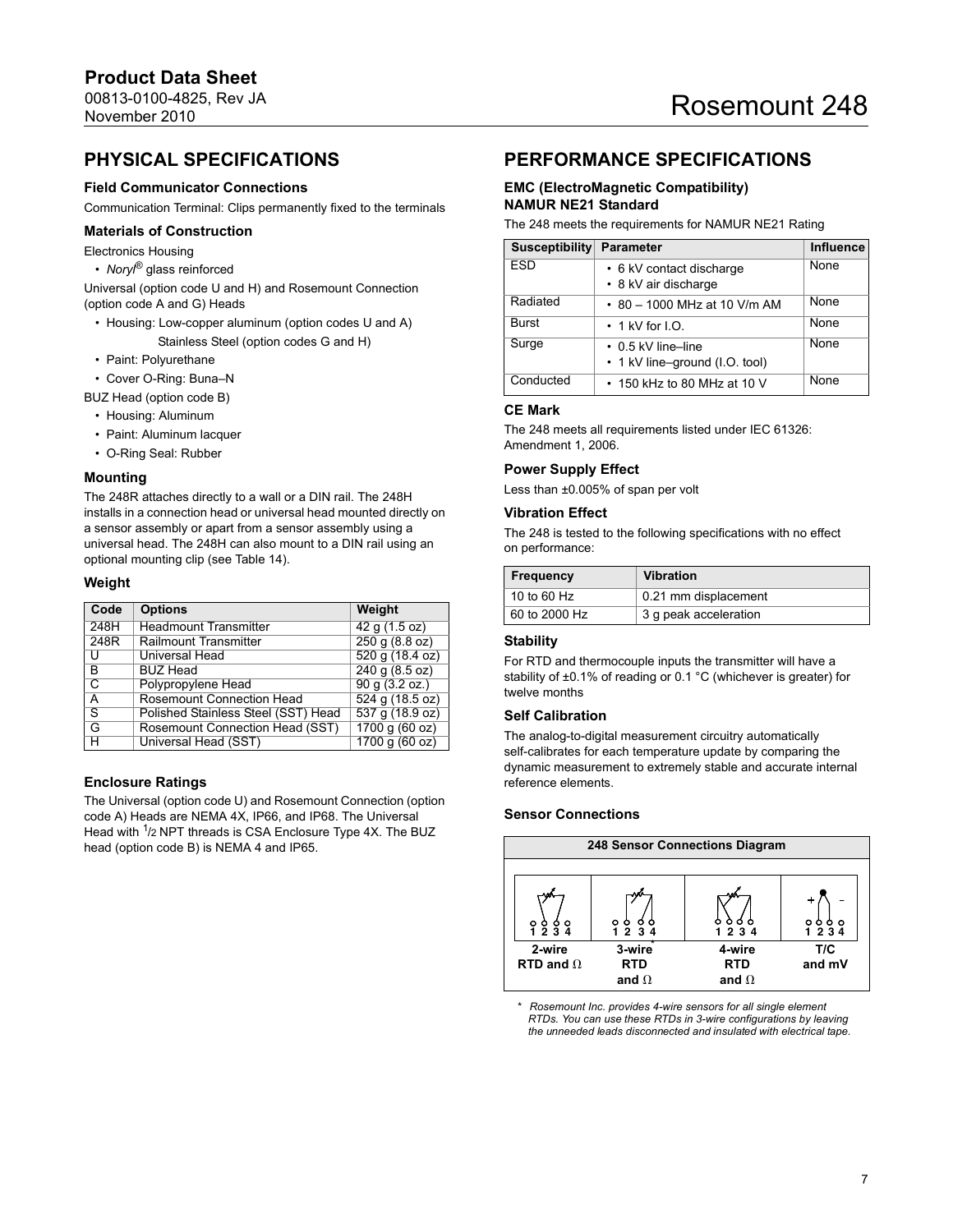## PHYSICAL SPECIFICATIONS

### Field Communicator Connections

Communication Terminal: Clips permanently fixed to the terminals

### Materials of Construction

Electronics Housing

- *Noryl®* glass reinforced

Universal (option code U and H) and Rosemount Connection (option code A and G) Heads

- Housing: Low-copper aluminum (option codes U and A)
  Stainless Steel (option codes G and H)
- Paint: Polyurethane
- Cover O-Ring: Buna–N

BUZ Head (option code B)

- Housing: Aluminum
- Paint: Aluminum lacquer
- O-Ring Seal: Rubber

### Mounting

The 248R attaches directly to a wall or a DIN rail. The 248H installs in a connection head or universal head mounted directly on a sensor assembly or apart from a sensor assembly using a universal head. The 248H can also mount to a DIN rail using an optional mounting clip (see Table 14).

### Weight

| Code | Options | Weight |
|---|---|---|
| 248H | Headmount Transmitter | 42 g (1.5 oz) |
| 248R | Railmount Transmitter | 250 g (8.8 oz) |
| U | Universal Head | 520 g (18.4 oz) |
| B | BUZ Head | 240 g (8.5 oz) |
| C | Polypropylene Head | 90 g (3.2 oz.) |
| A | Rosemount Connection Head | 524 g (18.5 oz) |
| S | Polished Stainless Steel (SST) Head | 537 g (18.9 oz) |
| G | Rosemount Connection Head (SST) | 1700 g (60 oz) |
| H | Universal Head (SST) | 1700 g (60 oz) |

### Enclosure Ratings

The Universal (option code U) and Rosemount Connection (option code A) Heads are NEMA 4X, IP66, and IP68. The Universal Head with 1/2 NPT threads is CSA Enclosure Type 4X. The BUZ head (option code B) is NEMA 4 and IP65.

## PERFORMANCE SPECIFICATIONS

### EMC (ElectroMagnetic Compatibility) NAMUR NE21 Standard

The 248 meets the requirements for NAMUR NE21 Rating

| Susceptibility | Parameter | Influence |
|---|---|---|
| ESD | • 6 kV contact discharge<br>• 8 kV air discharge | None |
| Radiated | • 80 – 1000 MHz at 10 V/m AM | None |
| Burst | • 1 kV for I.O. | None |
| Surge | • 0.5 kV line–line<br>• 1 kV line–ground (I.O. tool) | None |
| Conducted | • 150 kHz to 80 MHz at 10 V | None |

### CE Mark

The 248 meets all requirements listed under IEC 61326: Amendment 1, 2006.

### Power Supply Effect

Less than ±0.005% of span per volt

### Vibration Effect

The 248 is tested to the following specifications with no effect on performance:

| Frequency | Vibration |
|---|---|
| 10 to 60 Hz | 0.21 mm displacement |
| 60 to 2000 Hz | 3 g peak acceleration |

### Stability

For RTD and thermocouple inputs the transmitter will have a stability of ±0.1% of reading or 0.1 °C (whichever is greater) for twelve months

### Self Calibration

The analog-to-digital measurement circuitry automatically self-calibrates for each temperature update by comparing the dynamic measurement to extremely stable and accurate internal reference elements.

### Sensor Connections

**248 Sensor Connections Diagram**

| 1 2 3 4 | 1 2 3 4 | 1 2 3 4 | 1 2 3 4 |
|---|---|---|---|
| 2-wire RTD and Ω | 3-wire* RTD and Ω | 4-wire RTD and Ω | T/C and mV |

\* *Rosemount Inc. provides 4-wire sensors for all single element RTDs. You can use these RTDs in 3-wire configurations by leaving the unneeded leads disconnected and insulated with electrical tape.*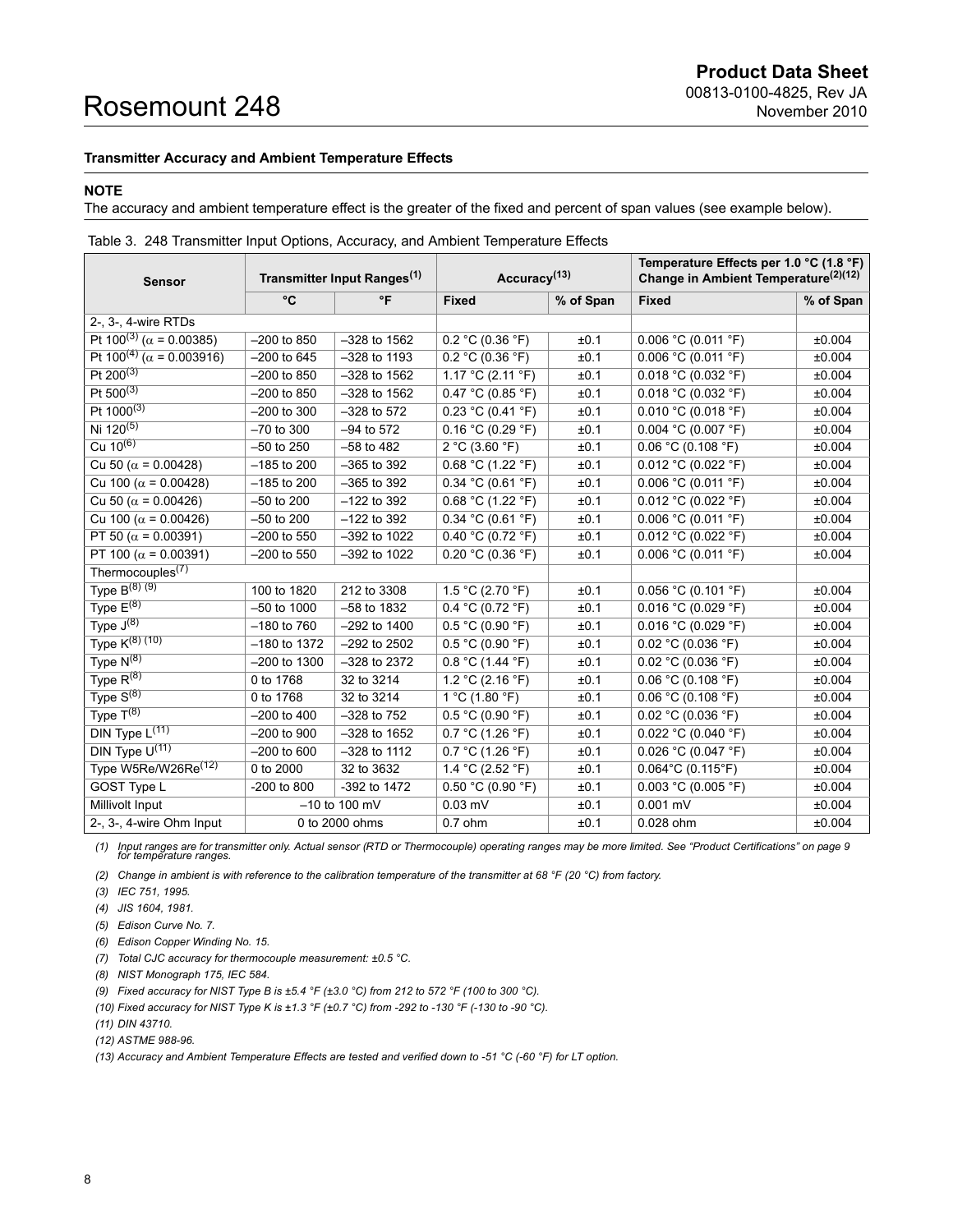**Transmitter Accuracy and Ambient Temperature Effects**

**NOTE**

The accuracy and ambient temperature effect is the greater of the fixed and percent of span values (see example below).

Table 3. 248 Transmitter Input Options, Accuracy, and Ambient Temperature Effects

| Sensor | Transmitter Input Ranges[1] | | Accuracy[13] | | Temperature Effects per 1.0 °C (1.8 °F) Change in Ambient Temperature[2][12] | |
|---|---|---|---|---|---|---|
| | °C | °F | Fixed | % of Span | Fixed | % of Span |
| 2-, 3-, 4-wire RTDs | | | | | | |
| Pt 100[3] (α = 0.00385) | –200 to 850 | –328 to 1562 | 0.2 °C (0.36 °F) | ±0.1 | 0.006 °C (0.011 °F) | ±0.004 |
| Pt 100[4] (α = 0.003916) | –200 to 645 | –328 to 1193 | 0.2 °C (0.36 °F) | ±0.1 | 0.006 °C (0.011 °F) | ±0.004 |
| Pt 200[3] | –200 to 850 | –328 to 1562 | 1.17 °C (2.11 °F) | ±0.1 | 0.018 °C (0.032 °F) | ±0.004 |
| Pt 500[3] | –200 to 850 | –328 to 1562 | 0.47 °C (0.85 °F) | ±0.1 | 0.018 °C (0.032 °F) | ±0.004 |
| Pt 1000[3] | –200 to 300 | –328 to 572 | 0.23 °C (0.41 °F) | ±0.1 | 0.010 °C (0.018 °F) | ±0.004 |
| Ni 120[5] | –70 to 300 | –94 to 572 | 0.16 °C (0.29 °F) | ±0.1 | 0.004 °C (0.007 °F) | ±0.004 |
| Cu 10[6] | –50 to 250 | –58 to 482 | 2 °C (3.60 °F) | ±0.1 | 0.06 °C (0.108 °F) | ±0.004 |
| Cu 50 (α = 0.00428) | –185 to 200 | –365 to 392 | 0.68 °C (1.22 °F) | ±0.1 | 0.012 °C (0.022 °F) | ±0.004 |
| Cu 100 (α = 0.00428) | –185 to 200 | –365 to 392 | 0.34 °C (0.61 °F) | ±0.1 | 0.006 °C (0.011 °F) | ±0.004 |
| Cu 50 (α = 0.00426) | –50 to 200 | –122 to 392 | 0.68 °C (1.22 °F) | ±0.1 | 0.012 °C (0.022 °F) | ±0.004 |
| Cu 100 (α = 0.00426) | –50 to 200 | –122 to 392 | 0.34 °C (0.61 °F) | ±0.1 | 0.006 °C (0.011 °F) | ±0.004 |
| PT 50 (α = 0.00391) | –200 to 550 | –392 to 1022 | 0.40 °C (0.72 °F) | ±0.1 | 0.012 °C (0.022 °F) | ±0.004 |
| PT 100 (α = 0.00391) | –200 to 550 | –392 to 1022 | 0.20 °C (0.36 °F) | ±0.1 | 0.006 °C (0.011 °F) | ±0.004 |
| Thermocouples[7] | | | | | | |
| Type B[8] [9] | 100 to 1820 | 212 to 3308 | 1.5 °C (2.70 °F) | ±0.1 | 0.056 °C (0.101 °F) | ±0.004 |
| Type E[8] | –50 to 1000 | –58 to 1832 | 0.4 °C (0.72 °F) | ±0.1 | 0.016 °C (0.029 °F) | ±0.004 |
| Type J[8] | –180 to 760 | –292 to 1400 | 0.5 °C (0.90 °F) | ±0.1 | 0.016 °C (0.029 °F) | ±0.004 |
| Type K[8] [10] | –180 to 1372 | –292 to 2502 | 0.5 °C (0.90 °F) | ±0.1 | 0.02 °C (0.036 °F) | ±0.004 |
| Type N[8] | –200 to 1300 | –328 to 2372 | 0.8 °C (1.44 °F) | ±0.1 | 0.02 °C (0.036 °F) | ±0.004 |
| Type R[8] | 0 to 1768 | 32 to 3214 | 1.2 °C (2.16 °F) | ±0.1 | 0.06 °C (0.108 °F) | ±0.004 |
| Type S[8] | 0 to 1768 | 32 to 3214 | 1 °C (1.80 °F) | ±0.1 | 0.06 °C (0.108 °F) | ±0.004 |
| Type T[8] | –200 to 400 | –328 to 752 | 0.5 °C (0.90 °F) | ±0.1 | 0.02 °C (0.036 °F) | ±0.004 |
| DIN Type L[11] | –200 to 900 | –328 to 1652 | 0.7 °C (1.26 °F) | ±0.1 | 0.022 °C (0.040 °F) | ±0.004 |
| DIN Type U[11] | –200 to 600 | –328 to 1112 | 0.7 °C (1.26 °F) | ±0.1 | 0.026 °C (0.047 °F) | ±0.004 |
| Type W5Re/W26Re[12] | 0 to 2000 | 32 to 3632 | 1.4 °C (2.52 °F) | ±0.1 | 0.064°C (0.115°F) | ±0.004 |
| GOST Type L | -200 to 800 | -392 to 1472 | 0.50 °C (0.90 °F) | ±0.1 | 0.003 °C (0.005 °F) | ±0.004 |
| Millivolt Input | –10 to 100 mV | | 0.03 mV | ±0.1 | 0.001 mV | ±0.004 |
| 2-, 3-, 4-wire Ohm Input | 0 to 2000 ohms | | 0.7 ohm | ±0.1 | 0.028 ohm | ±0.004 |

*(1) Input ranges are for transmitter only. Actual sensor (RTD or Thermocouple) operating ranges may be more limited. See "Product Certifications" on page 9 for temperature ranges.*

*(2) Change in ambient is with reference to the calibration temperature of the transmitter at 68 °F (20 °C) from factory.*

*(3) IEC 751, 1995.*

*(4) JIS 1604, 1981.*

*(5) Edison Curve No. 7.*

*(6) Edison Copper Winding No. 15.*

*(7) Total CJC accuracy for thermocouple measurement: ±0.5 °C.*

*(8) NIST Monograph 175, IEC 584.*

*(9) Fixed accuracy for NIST Type B is ±5.4 °F (±3.0 °C) from 212 to 572 °F (100 to 300 °C).*

*(10) Fixed accuracy for NIST Type K is ±1.3 °F (±0.7 °C) from -292 to -130 °F (-130 to -90 °C).*

*(11) DIN 43710.*

*(12) ASTME 988-96.*

*(13) Accuracy and Ambient Temperature Effects are tested and verified down to -51 °C (-60 °F) for LT option.*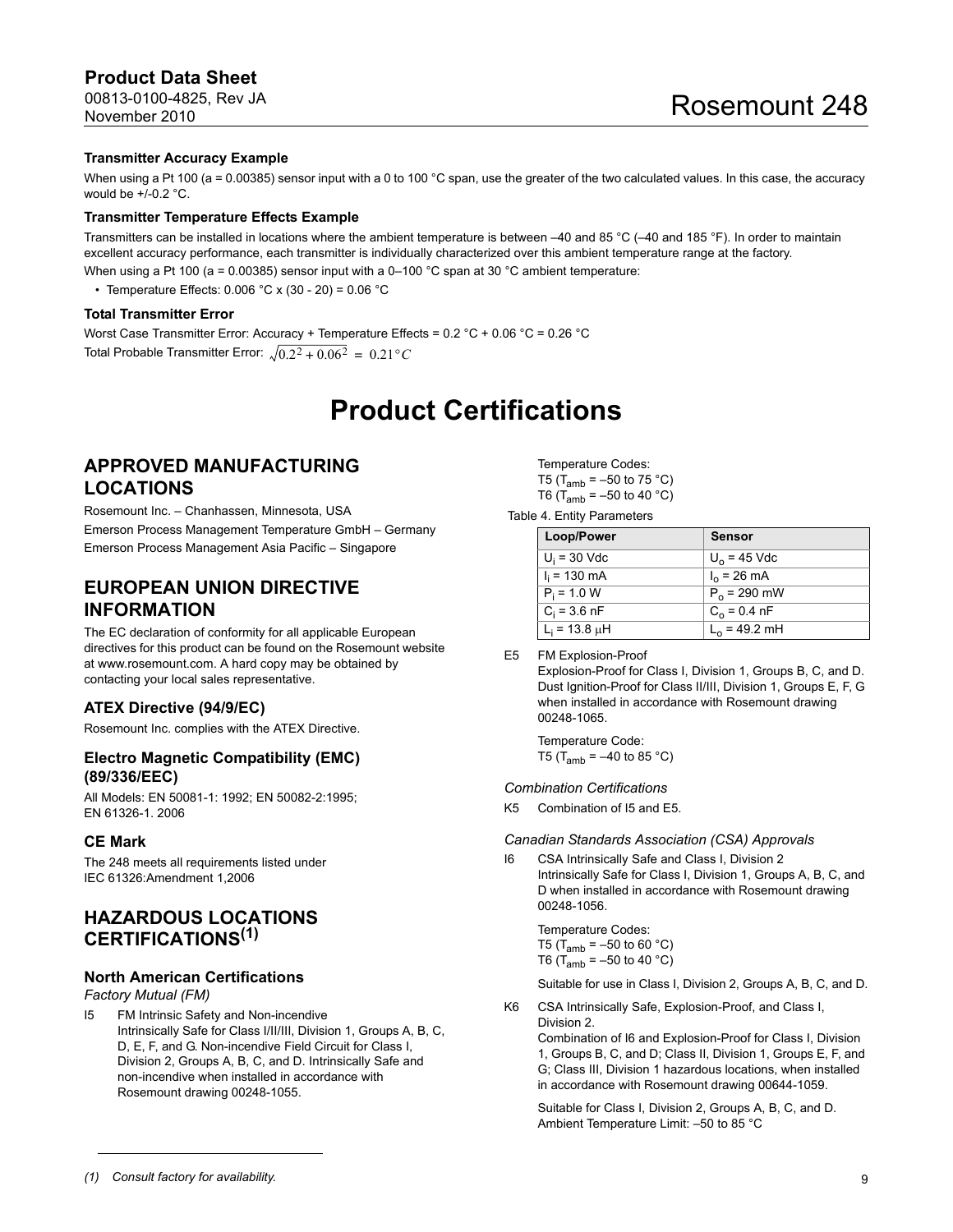### Transmitter Accuracy Example

When using a Pt 100 (a = 0.00385) sensor input with a 0 to 100 °C span, use the greater of the two calculated values. In this case, the accuracy would be +/-0.2 °C.

### Transmitter Temperature Effects Example

Transmitters can be installed in locations where the ambient temperature is between –40 and 85 °C (–40 and 185 °F). In order to maintain excellent accuracy performance, each transmitter is individually characterized over this ambient temperature range at the factory.

When using a Pt 100 (a = 0.00385) sensor input with a 0–100 °C span at 30 °C ambient temperature:

- Temperature Effects: 0.006 °C x (30 - 20) = 0.06 °C

### Total Transmitter Error

Worst Case Transmitter Error: Accuracy + Temperature Effects = 0.2 °C + 0.06 °C = 0.26 °C

Total Probable Transmitter Error: $\sqrt{0.2^2 + 0.06^2} = 0.21°C$

# Product Certifications

## APPROVED MANUFACTURING LOCATIONS

Rosemount Inc. – Chanhassen, Minnesota, USA

Emerson Process Management Temperature GmbH – Germany

Emerson Process Management Asia Pacific – Singapore

## EUROPEAN UNION DIRECTIVE INFORMATION

The EC declaration of conformity for all applicable European directives for this product can be found on the Rosemount website at www.rosemount.com. A hard copy may be obtained by contacting your local sales representative.

### ATEX Directive (94/9/EC)

Rosemount Inc. complies with the ATEX Directive.

### Electro Magnetic Compatibility (EMC) (89/336/EEC)

All Models: EN 50081-1: 1992; EN 50082-2:1995; EN 61326-1. 2006

### CE Mark

The 248 meets all requirements listed under IEC 61326:Amendment 1,2006

## HAZARDOUS LOCATIONS CERTIFICATIONS[(1)]

### North American Certifications

*Factory Mutual (FM)*

I5 FM Intrinsic Safety and Non-incendive
Intrinsically Safe for Class I/II/III, Division 1, Groups A, B, C, D, E, F, and G. Non-incendive Field Circuit for Class I, Division 2, Groups A, B, C, and D. Intrinsically Safe and non-incendive when installed in accordance with Rosemount drawing 00248-1055.

Temperature Codes:
T5 ($T_{amb}$ = –50 to 75 °C)
T6 ($T_{amb}$ = –50 to 40 °C)

Table 4. Entity Parameters

| Loop/Power | Sensor |
|---|---|
| $U_i$ = 30 Vdc | $U_o$ = 45 Vdc |
| $I_i$ = 130 mA | $I_o$ = 26 mA |
| $P_i$ = 1.0 W | $P_o$ = 290 mW |
| $C_i$ = 3.6 nF | $C_o$ = 0.4 nF |
| $L_i$ = 13.8 μH | $L_o$ = 49.2 mH |

E5 FM Explosion-Proof
Explosion-Proof for Class I, Division 1, Groups B, C, and D. Dust Ignition-Proof for Class II/III, Division 1, Groups E, F, G when installed in accordance with Rosemount drawing 00248-1065.

Temperature Code:
T5 ($T_{amb}$ = –40 to 85 °C)

*Combination Certifications*

K5 Combination of I5 and E5.

*Canadian Standards Association (CSA) Approvals*

I6 CSA Intrinsically Safe and Class I, Division 2
Intrinsically Safe for Class I, Division 1, Groups A, B, C, and D when installed in accordance with Rosemount drawing 00248-1056.

Temperature Codes:
T5 ($T_{amb}$ = –50 to 60 °C)
T6 ($T_{amb}$ = –50 to 40 °C)

Suitable for use in Class I, Division 2, Groups A, B, C, and D.

K6 CSA Intrinsically Safe, Explosion-Proof, and Class I, Division 2.
Combination of I6 and Explosion-Proof for Class I, Division 1, Groups B, C, and D; Class II, Division 1, Groups E, F, and G; Class III, Division 1 hazardous locations, when installed in accordance with Rosemount drawing 00644-1059.

Suitable for Class I, Division 2, Groups A, B, C, and D.
Ambient Temperature Limit: –50 to 85 °C

*(1) Consult factory for availability.*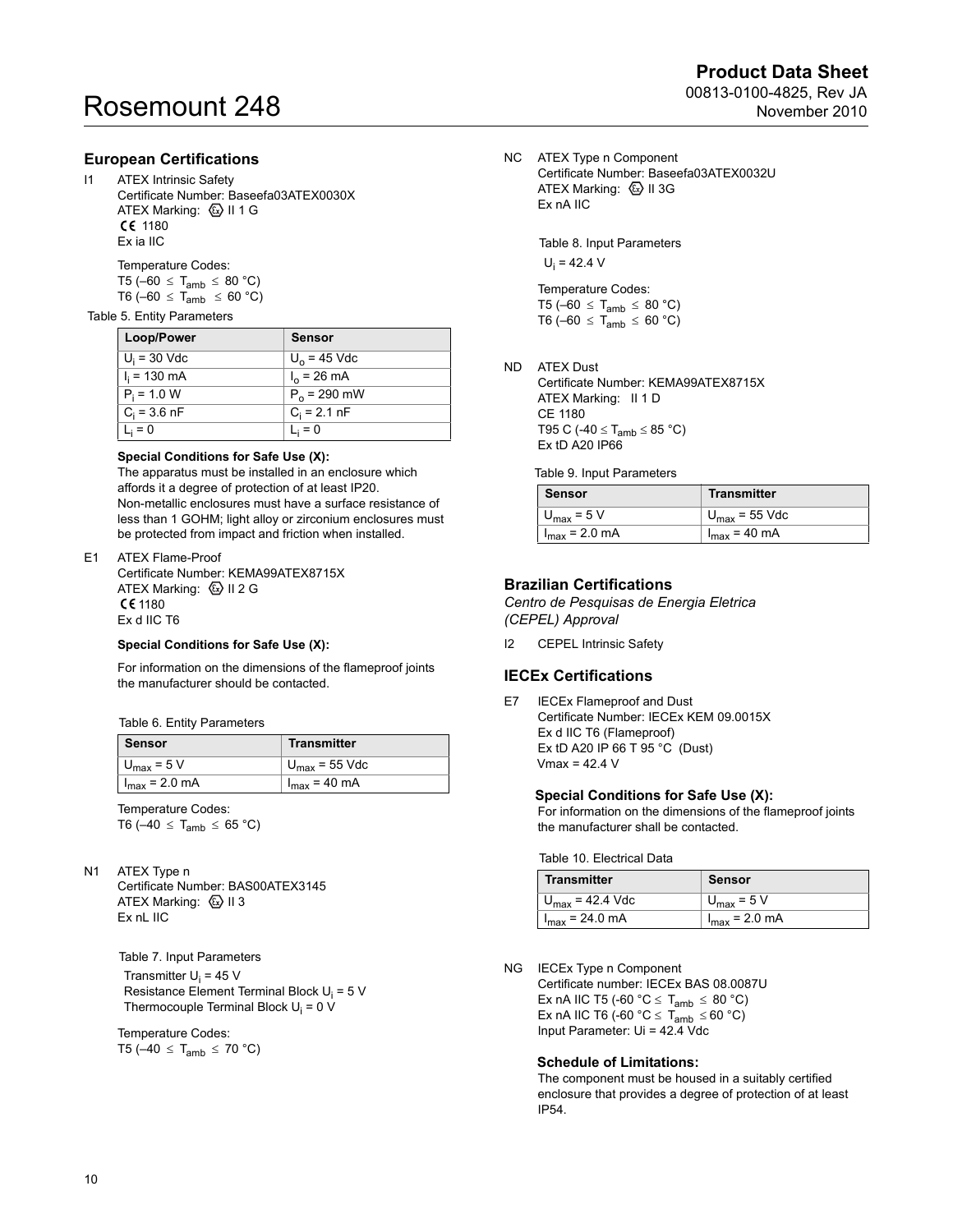## European Certifications

I1 ATEX Intrinsic Safety
Certificate Number: Baseefa03ATEX0030X
ATEX Marking: Ⓔx II 1 G
CE 1180
Ex ia IIC

Temperature Codes:
T5 ($-60 \leq T_{amb} \leq 80$ °C)
T6 ($-60 \leq T_{amb} \leq 60$ °C)

Table 5. Entity Parameters

| Loop/Power | Sensor |
|---|---|
| $U_i$ = 30 Vdc | $U_o$ = 45 Vdc |
| $I_i$ = 130 mA | $I_o$ = 26 mA |
| $P_i$ = 1.0 W | $P_o$ = 290 mW |
| $C_i$ = 3.6 nF | $C_i$ = 2.1 nF |
| $L_i$ = 0 | $L_i$ = 0 |

**Special Conditions for Safe Use (X):**
The apparatus must be installed in an enclosure which affords it a degree of protection of at least IP20. Non-metallic enclosures must have a surface resistance of less than 1 GOHM; light alloy or zirconium enclosures must be protected from impact and friction when installed.

E1 ATEX Flame-Proof
Certificate Number: KEMA99ATEX8715X
ATEX Marking: Ⓔx II 2 G
CE 1180
Ex d IIC T6

**Special Conditions for Safe Use (X):**

For information on the dimensions of the flameproof joints the manufacturer should be contacted.

Table 6. Entity Parameters

| Sensor | Transmitter |
|---|---|
| $U_{max}$ = 5 V | $U_{max}$ = 55 Vdc |
| $I_{max}$ = 2.0 mA | $I_{max}$ = 40 mA |

Temperature Codes:
T6 ($-40 \leq T_{amb} \leq 65$ °C)

N1 ATEX Type n
Certificate Number: BAS00ATEX3145
ATEX Marking: Ⓔx II 3
Ex nL IIC

Table 7. Input Parameters
Transmitter $U_i$ = 45 V
Resistance Element Terminal Block $U_i$ = 5 V
Thermocouple Terminal Block $U_i$ = 0 V

Temperature Codes:
T5 ($-40 \leq T_{amb} \leq 70$ °C)

NC ATEX Type n Component
Certificate Number: Baseefa03ATEX0032U
ATEX Marking: Ⓔx II 3G
Ex nA IIC

Table 8. Input Parameters
$U_i$ = 42.4 V

Temperature Codes:
T5 ($-60 \leq T_{amb} \leq 80$ °C)
T6 ($-60 \leq T_{amb} \leq 60$ °C)

ND ATEX Dust
Certificate Number: KEMA99ATEX8715X
ATEX Marking: II 1 D
CE 1180
T95 C ($-40 \leq T_{amb} \leq 85$ °C)
Ex tD A20 IP66

Table 9. Input Parameters

| Sensor | Transmitter |
|---|---|
| $U_{max}$ = 5 V | $U_{max}$ = 55 Vdc |
| $I_{max}$ = 2.0 mA | $I_{max}$ = 40 mA |

## Brazilian Certifications

*Centro de Pesquisas de Energia Eletrica (CEPEL) Approval*

I2 CEPEL Intrinsic Safety

## IECEx Certifications

E7 IECEx Flameproof and Dust
Certificate Number: IECEx KEM 09.0015X
Ex d IIC T6 (Flameproof)
Ex tD A20 IP 66 T 95 °C (Dust)
Vmax = 42.4 V

**Special Conditions for Safe Use (X):**
For information on the dimensions of the flameproof joints the manufacturer shall be contacted.

Table 10. Electrical Data

| Transmitter | Sensor |
|---|---|
| $U_{max}$ = 42.4 Vdc | $U_{max}$ = 5 V |
| $I_{max}$ = 24.0 mA | $I_{max}$ = 2.0 mA |

NG IECEx Type n Component
Certificate number: IECEx BAS 08.0087U
Ex nA IIC T5 (-60 °C $\leq T_{amb} \leq$ 80 °C)
Ex nA IIC T6 (-60 °C $\leq T_{amb} \leq$ 60 °C)
Input Parameter: Ui = 42.4 Vdc

**Schedule of Limitations:**
The component must be housed in a suitably certified enclosure that provides a degree of protection of at least IP54.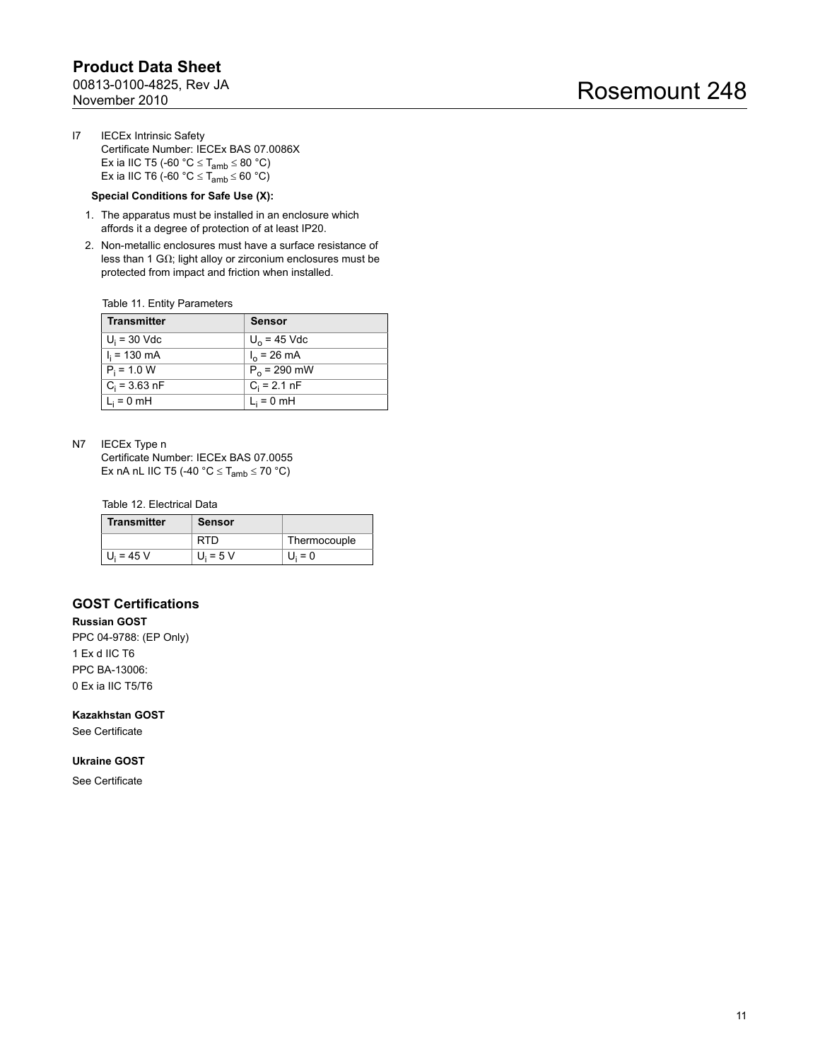I7 IECEx Intrinsic Safety
Certificate Number: IECEx BAS 07.0086X
Ex ia IIC T5 (-60 °C ≤ $T_{amb}$ ≤ 80 °C)
Ex ia IIC T6 (-60 °C ≤ $T_{amb}$ ≤ 60 °C)

**Special Conditions for Safe Use (X):**

1. The apparatus must be installed in an enclosure which affords it a degree of protection of at least IP20.
2. Non-metallic enclosures must have a surface resistance of less than 1 GΩ; light alloy or zirconium enclosures must be protected from impact and friction when installed.

Table 11. Entity Parameters

| Transmitter | Sensor |
|---|---|
| $U_i$ = 30 Vdc | $U_o$ = 45 Vdc |
| $I_i$ = 130 mA | $I_o$ = 26 mA |
| $P_i$ = 1.0 W | $P_o$ = 290 mW |
| $C_i$ = 3.63 nF | $C_i$ = 2.1 nF |
| $L_i$ = 0 mH | $L_i$ = 0 mH |

N7 IECEx Type n
Certificate Number: IECEx BAS 07.0055
Ex nA nL IIC T5 (-40 °C ≤ $T_{amb}$ ≤ 70 °C)

Table 12. Electrical Data

| Transmitter | Sensor | |
|---|---|---|
| | RTD | Thermocouple |
| $U_i$ = 45 V | $U_i$ = 5 V | $U_i$ = 0 |

## GOST Certifications

**Russian GOST**

PPC 04-9788: (EP Only)
1 Ex d IIC T6
PPC BA-13006:
0 Ex ia IIC T5/T6

**Kazakhstan GOST**

See Certificate

**Ukraine GOST**

See Certificate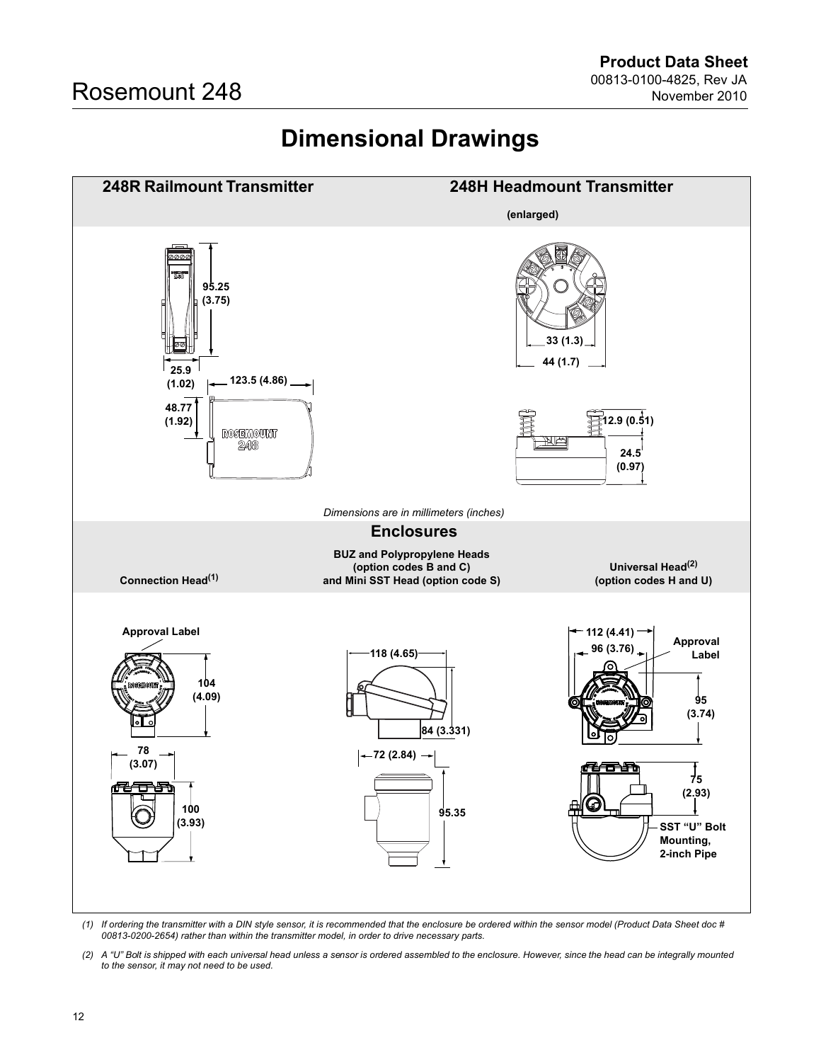# Dimensional Drawings

## 248R Railmount Transmitter

95.25 (3.75)

25.9 (1.02)

123.5 (4.86)

48.77 (1.92)

## 248H Headmount Transmitter

(enlarged)

33 (1.3)

44 (1.7)

12.9 (0.51)

24.5 (0.97)

*Dimensions are in millimeters (inches)*

## Enclosures

### Connection Head[(1)]

Approval Label

104 (4.09)

78 (3.07)

100 (3.93)

### BUZ and Polypropylene Heads (option codes B and C) and Mini SST Head (option code S)

118 (4.65)

84 (3.331)

72 (2.84)

95.35

### Universal Head[(2)] (option codes H and U)

112 (4.41)

96 (3.76)

Approval Label

95 (3.74)

75 (2.93)

SST "U" Bolt Mounting, 2-inch Pipe

*(1) If ordering the transmitter with a DIN style sensor, it is recommended that the enclosure be ordered within the sensor model (Product Data Sheet doc # 00813-0200-2654) rather than within the transmitter model, in order to drive necessary parts.*

*(2) A "U" Bolt is shipped with each universal head unless a sensor is ordered assembled to the enclosure. However, since the head can be integrally mounted to the sensor, it may not need to be used.*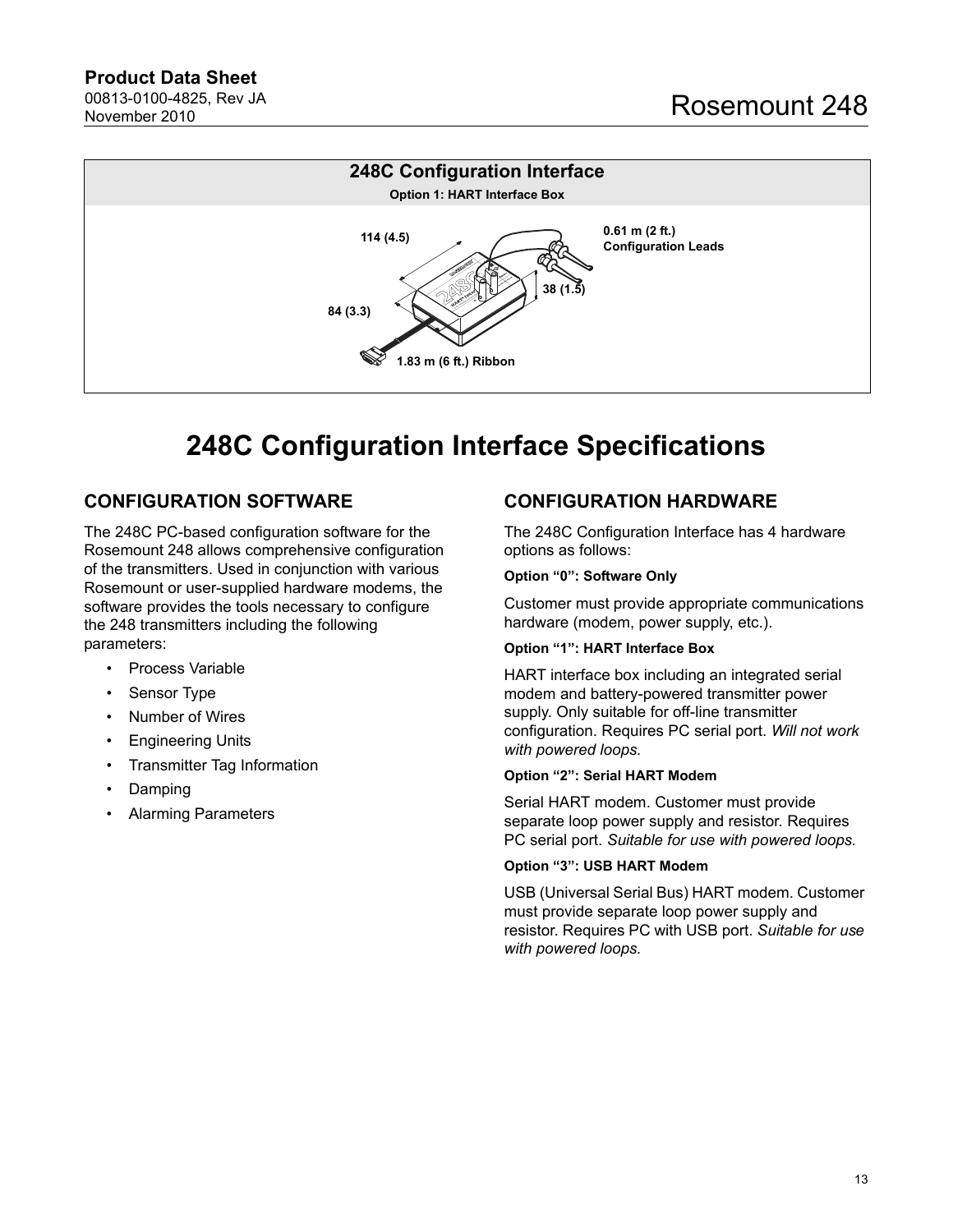**248C Configuration Interface**

**Option 1: HART Interface Box**

114 (4.5)

0.61 m (2 ft.) Configuration Leads

38 (1.5)

84 (3.3)

1.83 m (6 ft.) Ribbon

# 248C Configuration Interface Specifications

## CONFIGURATION SOFTWARE

The 248C PC-based configuration software for the Rosemount 248 allows comprehensive configuration of the transmitters. Used in conjunction with various Rosemount or user-supplied hardware modems, the software provides the tools necessary to configure the 248 transmitters including the following parameters:

- Process Variable
- Sensor Type
- Number of Wires
- Engineering Units
- Transmitter Tag Information
- Damping
- Alarming Parameters

## CONFIGURATION HARDWARE

The 248C Configuration Interface has 4 hardware options as follows:

**Option "0": Software Only**

Customer must provide appropriate communications hardware (modem, power supply, etc.).

**Option "1": HART Interface Box**

HART interface box including an integrated serial modem and battery-powered transmitter power supply. Only suitable for off-line transmitter configuration. Requires PC serial port. *Will not work with powered loops.*

**Option "2": Serial HART Modem**

Serial HART modem. Customer must provide separate loop power supply and resistor. Requires PC serial port. *Suitable for use with powered loops.*

**Option "3": USB HART Modem**

USB (Universal Serial Bus) HART modem. Customer must provide separate loop power supply and resistor. Requires PC with USB port. *Suitable for use with powered loops.*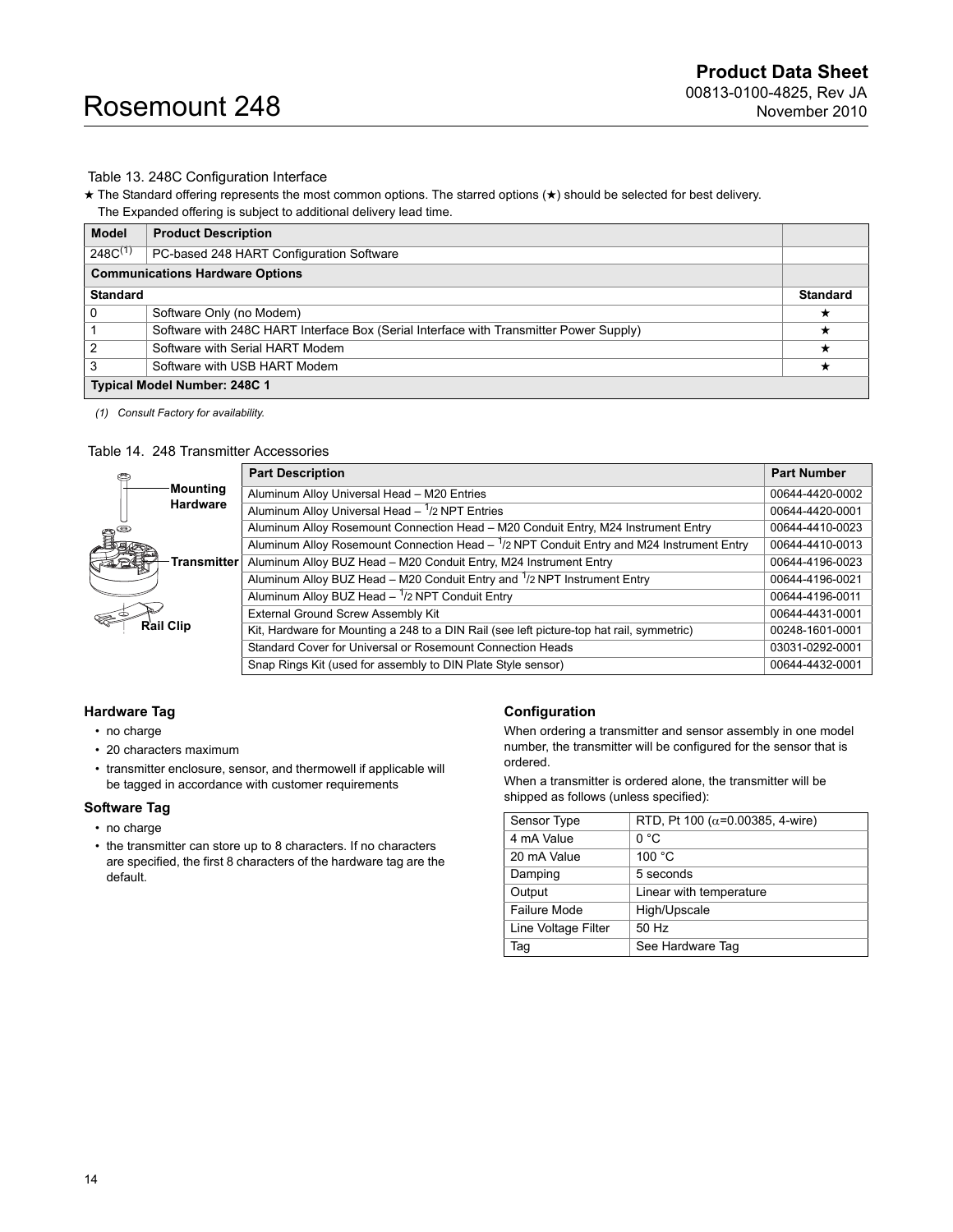Table 13. 248C Configuration Interface

★ The Standard offering represents the most common options. The starred options (★) should be selected for best delivery.
The Expanded offering is subject to additional delivery lead time.

| Model | Product Description | |
|---|---|---|
| 248C(1) | PC-based 248 HART Configuration Software | |
| **Communications Hardware Options** | | |
| **Standard** | | **Standard** |
| 0 | Software Only (no Modem) | ★ |
| 1 | Software with 248C HART Interface Box (Serial Interface with Transmitter Power Supply) | ★ |
| 2 | Software with Serial HART Modem | ★ |
| 3 | Software with USB HART Modem | ★ |
| **Typical Model Number: 248C 1** | | |

*(1) Consult Factory for availability.*

Table 14. 248 Transmitter Accessories

Mounting Hardware

Transmitter

Rail Clip

| Part Description | Part Number |
|---|---|
| Aluminum Alloy Universal Head – M20 Entries | 00644-4420-0002 |
| Aluminum Alloy Universal Head – 1/2 NPT Entries | 00644-4420-0001 |
| Aluminum Alloy Rosemount Connection Head – M20 Conduit Entry, M24 Instrument Entry | 00644-4410-0023 |
| Aluminum Alloy Rosemount Connection Head – 1/2 NPT Conduit Entry and M24 Instrument Entry | 00644-4410-0013 |
| Aluminum Alloy BUZ Head – M20 Conduit Entry, M24 Instrument Entry | 00644-4196-0023 |
| Aluminum Alloy BUZ Head – M20 Conduit Entry and 1/2 NPT Instrument Entry | 00644-4196-0021 |
| Aluminum Alloy BUZ Head – 1/2 NPT Conduit Entry | 00644-4196-0011 |
| External Ground Screw Assembly Kit | 00644-4431-0001 |
| Kit, Hardware for Mounting a 248 to a DIN Rail (see left picture-top hat rail, symmetric) | 00248-1601-0001 |
| Standard Cover for Universal or Rosemount Connection Heads | 03031-0292-0001 |
| Snap Rings Kit (used for assembly to DIN Plate Style sensor) | 00644-4432-0001 |

### Hardware Tag

- no charge
- 20 characters maximum
- transmitter enclosure, sensor, and thermowell if applicable will be tagged in accordance with customer requirements

### Software Tag

- no charge
- the transmitter can store up to 8 characters. If no characters are specified, the first 8 characters of the hardware tag are the default.

### Configuration

When ordering a transmitter and sensor assembly in one model number, the transmitter will be configured for the sensor that is ordered.

When a transmitter is ordered alone, the transmitter will be shipped as follows (unless specified):

| Sensor Type | RTD, Pt 100 ($\alpha$=0.00385, 4-wire) |
|---|---|
| 4 mA Value | 0 °C |
| 20 mA Value | 100 °C |
| Damping | 5 seconds |
| Output | Linear with temperature |
| Failure Mode | High/Upscale |
| Line Voltage Filter | 50 Hz |
| Tag | See Hardware Tag |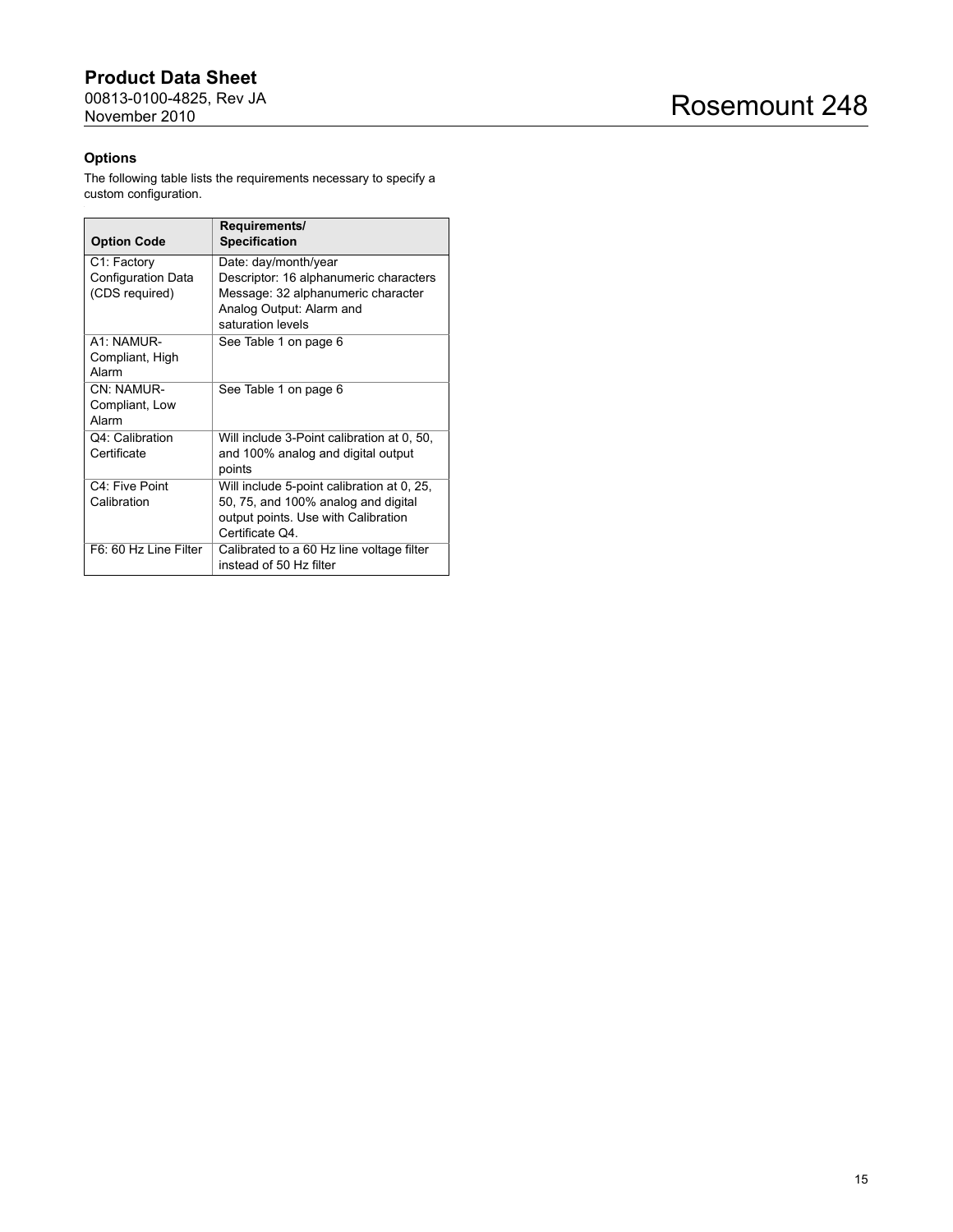### Options

The following table lists the requirements necessary to specify a custom configuration.

| Option Code | Requirements/ Specification |
|---|---|
| C1: Factory Configuration Data (CDS required) | Date: day/month/year<br>Descriptor: 16 alphanumeric characters<br>Message: 32 alphanumeric character<br>Analog Output: Alarm and saturation levels |
| A1: NAMUR-Compliant, High Alarm | See Table 1 on page 6 |
| CN: NAMUR-Compliant, Low Alarm | See Table 1 on page 6 |
| Q4: Calibration Certificate | Will include 3-Point calibration at 0, 50, and 100% analog and digital output points |
| C4: Five Point Calibration | Will include 5-point calibration at 0, 25, 50, 75, and 100% analog and digital output points. Use with Calibration Certificate Q4. |
| F6: 60 Hz Line Filter | Calibrated to a 60 Hz line voltage filter instead of 50 Hz filter |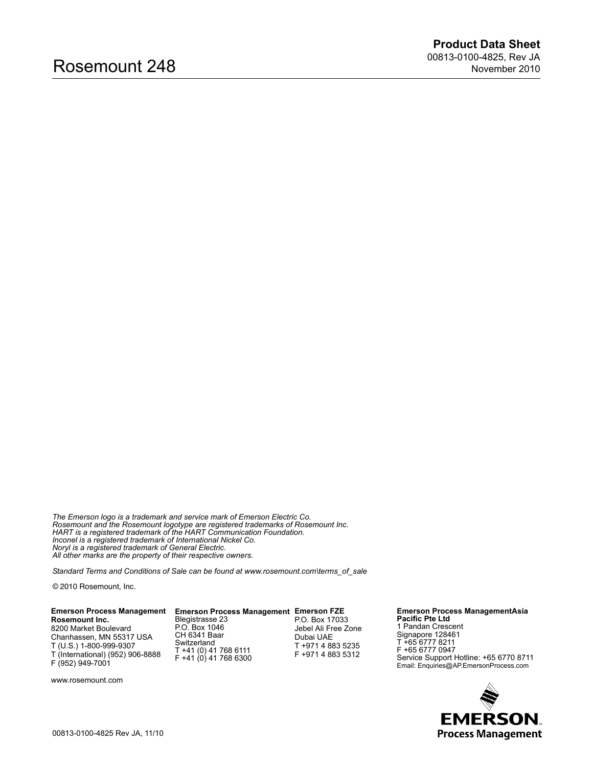*The Emerson logo is a trademark and service mark of Emerson Electric Co.*
*Rosemount and the Rosemount logotype are registered trademarks of Rosemount Inc.*
*HART is a registered trademark of the HART Communication Foundation.*
*Inconel is a registered trademark of International Nickel Co.*
*Noryl is a registered trademark of General Electric.*
*All other marks are the property of their respective owners.*

*Standard Terms and Conditions of Sale can be found at www.rosemount.com\terms_of_sale*

© 2010 Rosemount, Inc.

**Emerson Process Management**
**Rosemount Inc.**
8200 Market Boulevard
Chanhassen, MN 55317 USA
T (U.S.) 1-800-999-9307
T (International) (952) 906-8888
F (952) 949-7001

www.rosemount.com

**Emerson Process Management**
Blegistrasse 23
P.O. Box 1046
CH 6341 Baar
Switzerland
T +41 (0) 41 768 6111
F +41 (0) 41 768 6300

**Emerson FZE**
P.O. Box 17033
Jebel Ali Free Zone
Dubai UAE
T +971 4 883 5235
F +971 4 883 5312

**Emerson Process ManagementAsia Pacific Pte Ltd**
1 Pandan Crescent
Signapore 128461
T +65 6777 8211
F +65 6777 0947
Service Support Hotline: +65 6770 8711
Email: Enquiries@AP.EmersonProcess.com

EMERSON. Process Management

00813-0100-4825 Rev JA, 11/10